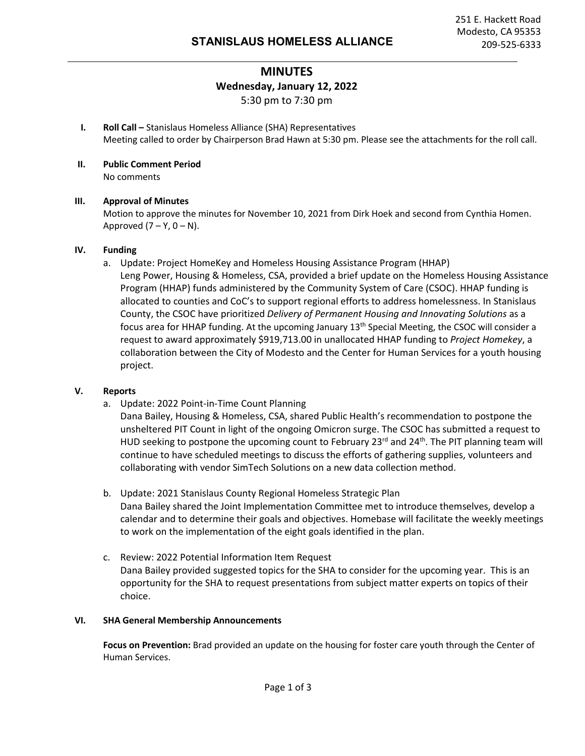251 E. Hackett Road
Modesto, CA 95353
209-525-6333

# STANISLAUS HOMELESS ALLIANCE

## MINUTES

**Wednesday, January 12, 2022**

5:30 pm to 7:30 pm

**I. Roll Call –** Stanislaus Homeless Alliance (SHA) Representatives
Meeting called to order by Chairperson Brad Hawn at 5:30 pm. Please see the attachments for the roll call.

**II. Public Comment Period**
No comments

**III. Approval of Minutes**
Motion to approve the minutes for November 10, 2021 from Dirk Hoek and second from Cynthia Homen. Approved (7 – Y, 0 – N).

**IV. Funding**

a. Update: Project HomeKey and Homeless Housing Assistance Program (HHAP)
Leng Power, Housing & Homeless, CSA, provided a brief update on the Homeless Housing Assistance Program (HHAP) funds administered by the Community System of Care (CSOC). HHAP funding is allocated to counties and CoC's to support regional efforts to address homelessness. In Stanislaus County, the CSOC have prioritized *Delivery of Permanent Housing and Innovating Solutions* as a focus area for HHAP funding. At the upcoming January 13th Special Meeting, the CSOC will consider a request to award approximately $919,713.00 in unallocated HHAP funding to *Project Homekey*, a collaboration between the City of Modesto and the Center for Human Services for a youth housing project.

**V. Reports**

a. Update: 2022 Point-in-Time Count Planning
Dana Bailey, Housing & Homeless, CSA, shared Public Health's recommendation to postpone the unsheltered PIT Count in light of the ongoing Omicron surge. The CSOC has submitted a request to HUD seeking to postpone the upcoming count to February 23rd and 24th. The PIT planning team will continue to have scheduled meetings to discuss the efforts of gathering supplies, volunteers and collaborating with vendor SimTech Solutions on a new data collection method.

b. Update: 2021 Stanislaus County Regional Homeless Strategic Plan
Dana Bailey shared the Joint Implementation Committee met to introduce themselves, develop a calendar and to determine their goals and objectives. Homebase will facilitate the weekly meetings to work on the implementation of the eight goals identified in the plan.

c. Review: 2022 Potential Information Item Request
Dana Bailey provided suggested topics for the SHA to consider for the upcoming year. This is an opportunity for the SHA to request presentations from subject matter experts on topics of their choice.

**VI. SHA General Membership Announcements**

**Focus on Prevention:** Brad provided an update on the housing for foster care youth through the Center of Human Services.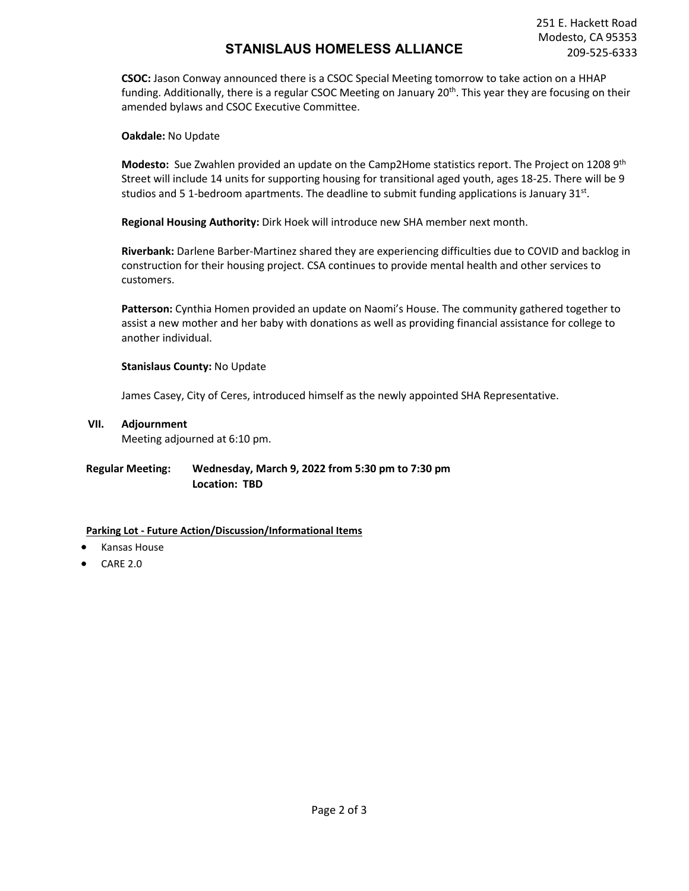**CSOC:** Jason Conway announced there is a CSOC Special Meeting tomorrow to take action on a HHAP funding. Additionally, there is a regular CSOC Meeting on January 20th. This year they are focusing on their amended bylaws and CSOC Executive Committee.

**Oakdale:** No Update

**Modesto:** Sue Zwahlen provided an update on the Camp2Home statistics report. The Project on 1208 9th Street will include 14 units for supporting housing for transitional aged youth, ages 18-25. There will be 9 studios and 5 1-bedroom apartments. The deadline to submit funding applications is January 31st.

**Regional Housing Authority:** Dirk Hoek will introduce new SHA member next month.

**Riverbank:** Darlene Barber-Martinez shared they are experiencing difficulties due to COVID and backlog in construction for their housing project. CSA continues to provide mental health and other services to customers.

**Patterson:** Cynthia Homen provided an update on Naomi's House. The community gathered together to assist a new mother and her baby with donations as well as providing financial assistance for college to another individual.

**Stanislaus County:** No Update

James Casey, City of Ceres, introduced himself as the newly appointed SHA Representative.

## VII. Adjournment

Meeting adjourned at 6:10 pm.

**Regular Meeting: Wednesday, March 9, 2022 from 5:30 pm to 7:30 pm**
**Location: TBD**

**Parking Lot - Future Action/Discussion/Informational Items**

- Kansas House
- CARE 2.0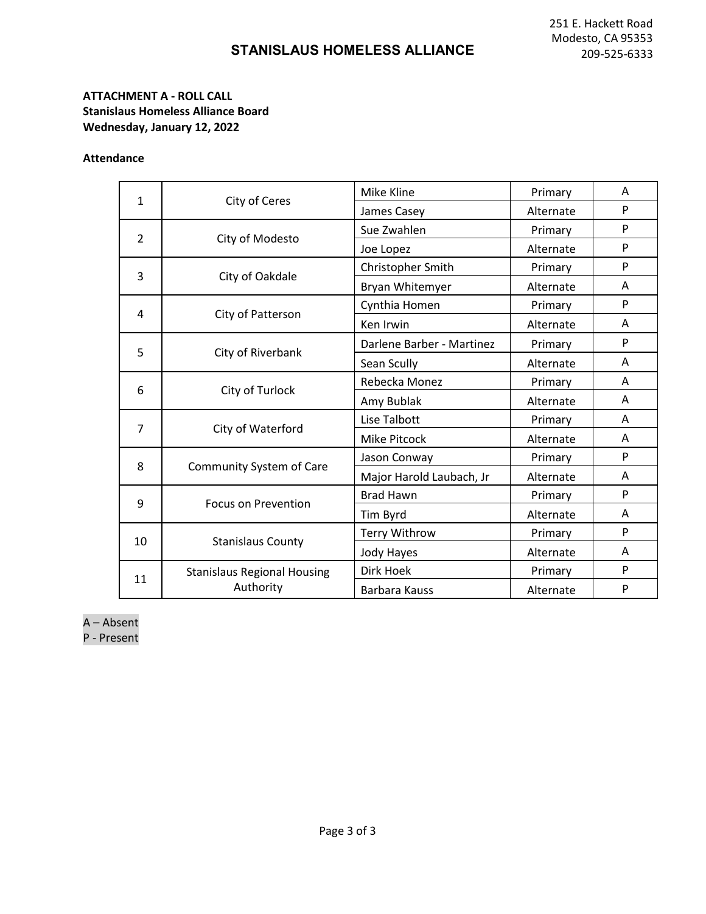STANISLAUS HOMELESS ALLIANCE

251 E. Hackett Road
Modesto, CA 95353
209-525-6333

**ATTACHMENT A - ROLL CALL**
**Stanislaus Homeless Alliance Board**
**Wednesday, January 12, 2022**

**Attendance**

| | | | | |
|---|---|---|---|---|
| 1 | City of Ceres | Mike Kline | Primary | A |
| | | James Casey | Alternate | P |
| 2 | City of Modesto | Sue Zwahlen | Primary | P |
| | | Joe Lopez | Alternate | P |
| 3 | City of Oakdale | Christopher Smith | Primary | P |
| | | Bryan Whitemyer | Alternate | A |
| 4 | City of Patterson | Cynthia Homen | Primary | P |
| | | Ken Irwin | Alternate | A |
| 5 | City of Riverbank | Darlene Barber - Martinez | Primary | P |
| | | Sean Scully | Alternate | A |
| 6 | City of Turlock | Rebecka Monez | Primary | A |
| | | Amy Bublak | Alternate | A |
| 7 | City of Waterford | Lise Talbott | Primary | A |
| | | Mike Pitcock | Alternate | A |
| 8 | Community System of Care | Jason Conway | Primary | P |
| | | Major Harold Laubach, Jr | Alternate | A |
| 9 | Focus on Prevention | Brad Hawn | Primary | P |
| | | Tim Byrd | Alternate | A |
| 10 | Stanislaus County | Terry Withrow | Primary | P |
| | | Jody Hayes | Alternate | A |
| 11 | Stanislaus Regional Housing Authority | Dirk Hoek | Primary | P |
| | | Barbara Kauss | Alternate | P |

A – Absent
P - Present